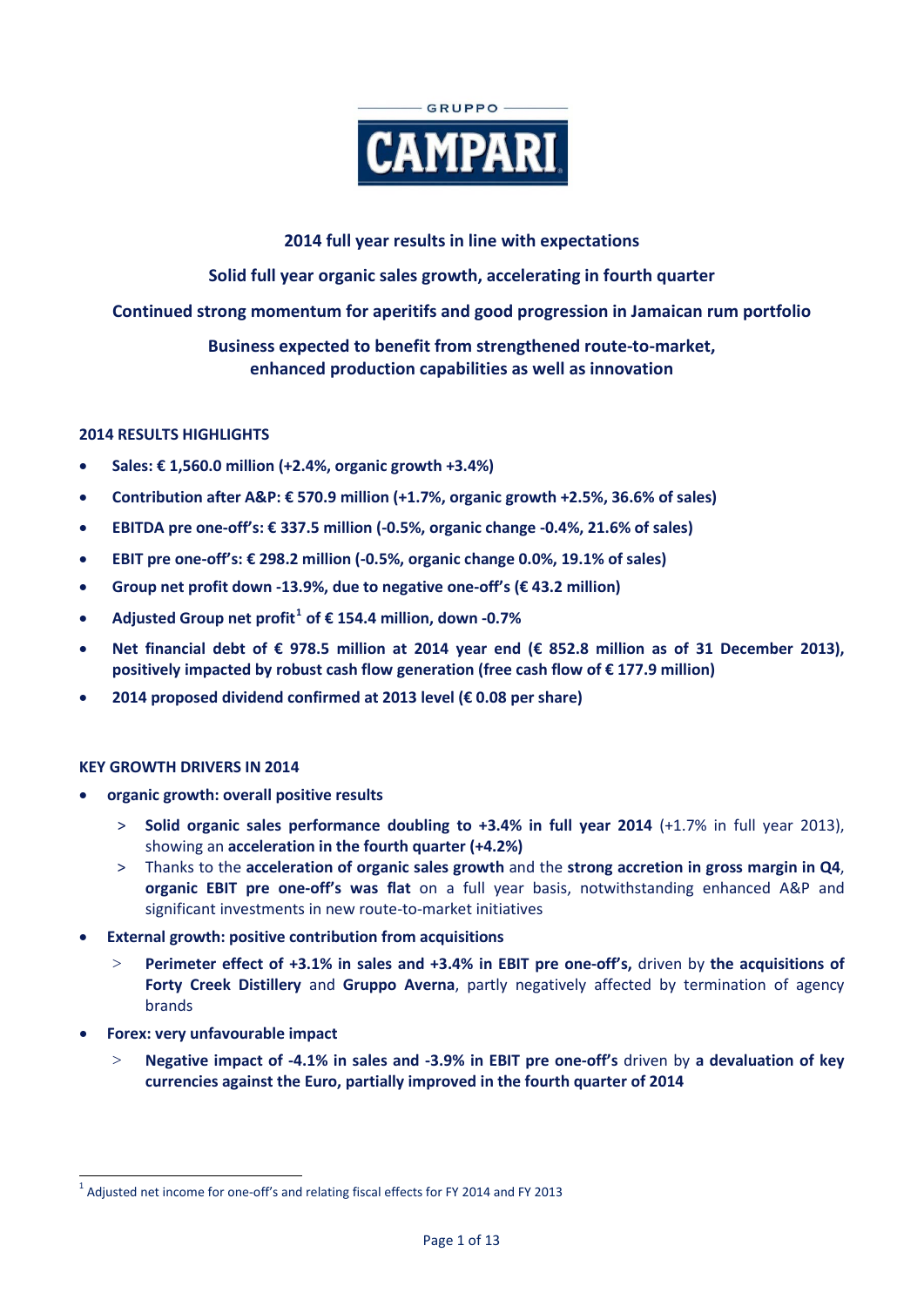GRUPPO CAMPARI

## 2014 full year results in line with expectations

## Solid full year organic sales growth, accelerating in fourth quarter

## Continued strong momentum for aperitifs and good progression in Jamaican rum portfolio

## Business expected to benefit from strengthened route-to-market, enhanced production capabilities as well as innovation

### 2014 RESULTS HIGHLIGHTS

- **Sales: € 1,560.0 million (+2.4%, organic growth +3.4%)**
- **Contribution after A&P: € 570.9 million (+1.7%, organic growth +2.5%, 36.6% of sales)**
- **EBITDA pre one-off's: € 337.5 million (-0.5%, organic change -0.4%, 21.6% of sales)**
- **EBIT pre one-off's: € 298.2 million (-0.5%, organic change 0.0%, 19.1% of sales)**
- **Group net profit down -13.9%, due to negative one-off's (€ 43.2 million)**
- **Adjusted Group net profit[1] of € 154.4 million, down -0.7%**
- **Net financial debt of € 978.5 million at 2014 year end (€ 852.8 million as of 31 December 2013), positively impacted by robust cash flow generation (free cash flow of € 177.9 million)**
- **2014 proposed dividend confirmed at 2013 level (€ 0.08 per share)**

### KEY GROWTH DRIVERS IN 2014

- **organic growth: overall positive results**
  - **Solid organic sales performance doubling to +3.4% in full year 2014** (+1.7% in full year 2013), showing an **acceleration in the fourth quarter (+4.2%)**
  - Thanks to the **acceleration of organic sales growth** and the **strong accretion in gross margin in Q4**, **organic EBIT pre one-off's was flat** on a full year basis, notwithstanding enhanced A&P and significant investments in new route-to-market initiatives
- **External growth: positive contribution from acquisitions**
  - **Perimeter effect of +3.1% in sales and +3.4% in EBIT pre one-off's,** driven by **the acquisitions of Forty Creek Distillery** and **Gruppo Averna**, partly negatively affected by termination of agency brands
- **Forex: very unfavourable impact**
  - **Negative impact of -4.1% in sales and -3.9% in EBIT pre one-off's** driven by **a devaluation of key currencies against the Euro, partially improved in the fourth quarter of 2014**

[1] Adjusted net income for one-off's and relating fiscal effects for FY 2014 and FY 2013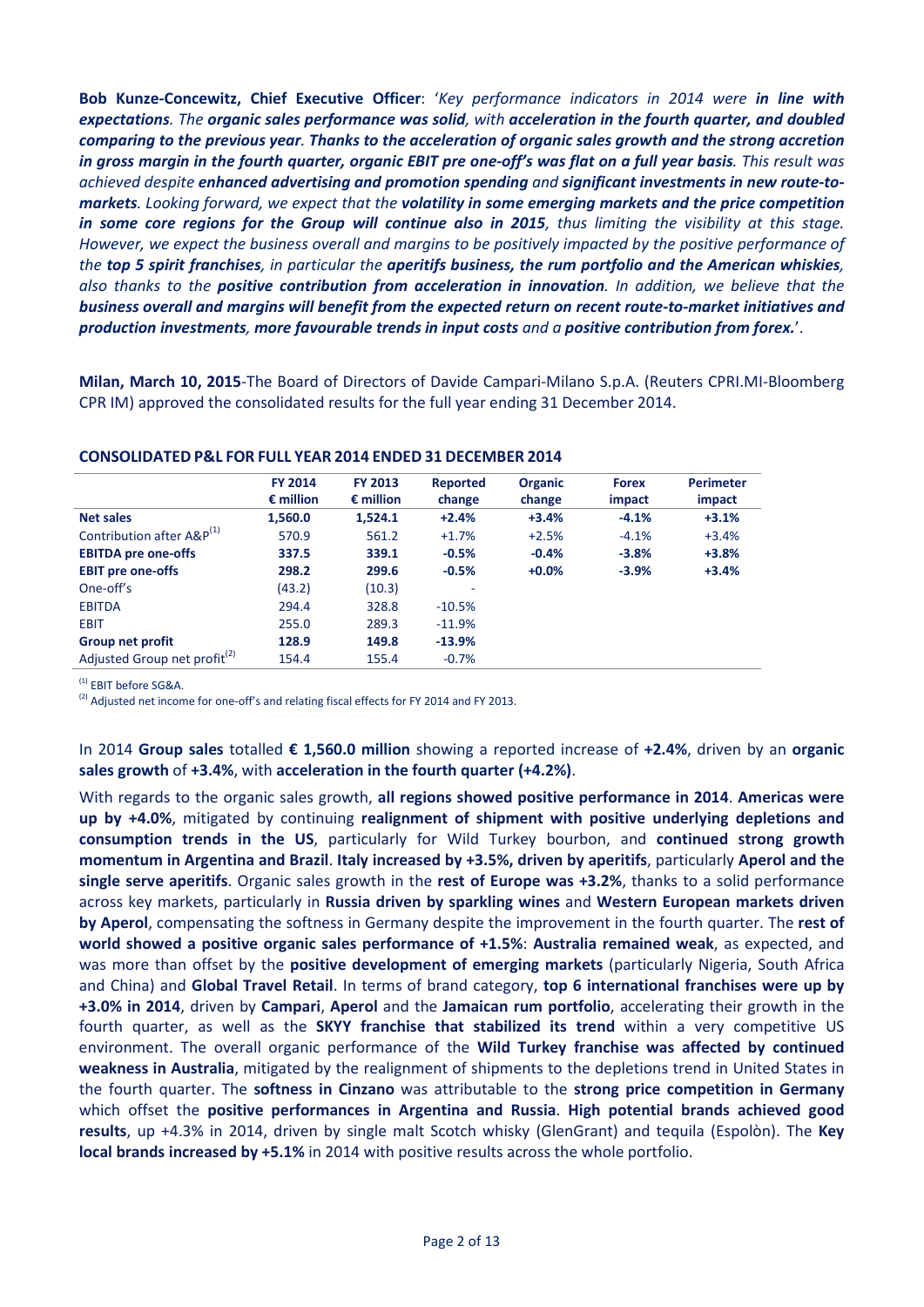**Bob Kunze-Concewitz, Chief Executive Officer**: '*Key performance indicators in 2014 were **in line with expectations**. The **organic sales performance was solid**, with **acceleration in the fourth quarter, and doubled comparing to the previous year**. **Thanks to the acceleration of organic sales growth and the strong accretion in gross margin in the fourth quarter, organic EBIT pre one-off's was flat on a full year basis**. This result was achieved despite **enhanced advertising and promotion spending** and **significant investments in new route-to-markets**. Looking forward, we expect that the **volatility in some emerging markets and the price competition in some core regions for the Group will continue also in 2015**, thus limiting the visibility at this stage. However, we expect the business overall and margins to be positively impacted by the positive performance of the **top 5 spirit franchises**, in particular the **aperitifs business, the rum portfolio and the American whiskies**, also thanks to the **positive contribution from acceleration in innovation**. In addition, we believe that the **business overall and margins will benefit from the expected return on recent route-to-market initiatives and production investments**, **more favourable trends in input costs** and a **positive contribution from forex.***'.

**Milan, March 10, 2015**-The Board of Directors of Davide Campari-Milano S.p.A. (Reuters CPRI.MI-Bloomberg CPR IM) approved the consolidated results for the full year ending 31 December 2014.

**CONSOLIDATED P&L FOR FULL YEAR 2014 ENDED 31 DECEMBER 2014**

| | FY 2014 € million | FY 2013 € million | Reported change | Organic change | Forex impact | Perimeter impact |
|---|---|---|---|---|---|---|
| **Net sales** | **1,560.0** | **1,524.1** | **+2.4%** | **+3.4%** | **-4.1%** | **+3.1%** |
| Contribution after A&P[1] | 570.9 | 561.2 | +1.7% | +2.5% | -4.1% | +3.4% |
| **EBITDA pre one-offs** | **337.5** | **339.1** | **-0.5%** | **-0.4%** | **-3.8%** | **+3.8%** |
| **EBIT pre one-offs** | **298.2** | **299.6** | **-0.5%** | **+0.0%** | **-3.9%** | **+3.4%** |
| One-off's | (43.2) | (10.3) | - | | | |
| EBITDA | 294.4 | 328.8 | -10.5% | | | |
| EBIT | 255.0 | 289.3 | -11.9% | | | |
| **Group net profit** | **128.9** | **149.8** | **-13.9%** | | | |
| Adjusted Group net profit[2] | 154.4 | 155.4 | -0.7% | | | |

[1] EBIT before SG&A.
[2] Adjusted net income for one-off's and relating fiscal effects for FY 2014 and FY 2013.

In 2014 **Group sales** totalled **€ 1,560.0 million** showing a reported increase of **+2.4%**, driven by an **organic sales growth** of **+3.4%**, with **acceleration in the fourth quarter (+4.2%)**.

With regards to the organic sales growth, **all regions showed positive performance in 2014**. **Americas were up by +4.0%**, mitigated by continuing **realignment of shipment with positive underlying depletions and consumption trends in the US**, particularly for Wild Turkey bourbon, and **continued strong growth momentum in Argentina and Brazil**. **Italy increased by +3.5%, driven by aperitifs**, particularly **Aperol and the single serve aperitifs**. Organic sales growth in the **rest of Europe was +3.2%**, thanks to a solid performance across key markets, particularly in **Russia driven by sparkling wines** and **Western European markets driven by Aperol**, compensating the softness in Germany despite the improvement in the fourth quarter. The **rest of world showed a positive organic sales performance of +1.5%**: **Australia remained weak**, as expected, and was more than offset by the **positive development of emerging markets** (particularly Nigeria, South Africa and China) and **Global Travel Retail**. In terms of brand category, **top 6 international franchises were up by +3.0% in 2014**, driven by **Campari**, **Aperol** and the **Jamaican rum portfolio**, accelerating their growth in the fourth quarter, as well as the **SKYY franchise that stabilized its trend** within a very competitive US environment. The overall organic performance of the **Wild Turkey franchise was affected by continued weakness in Australia**, mitigated by the realignment of shipments to the depletions trend in United States in the fourth quarter. The **softness in Cinzano** was attributable to the **strong price competition in Germany** which offset the **positive performances in Argentina and Russia**. **High potential brands achieved good results**, up +4.3% in 2014, driven by single malt Scotch whisky (GlenGrant) and tequila (Espolòn). The **Key local brands increased by +5.1%** in 2014 with positive results across the whole portfolio.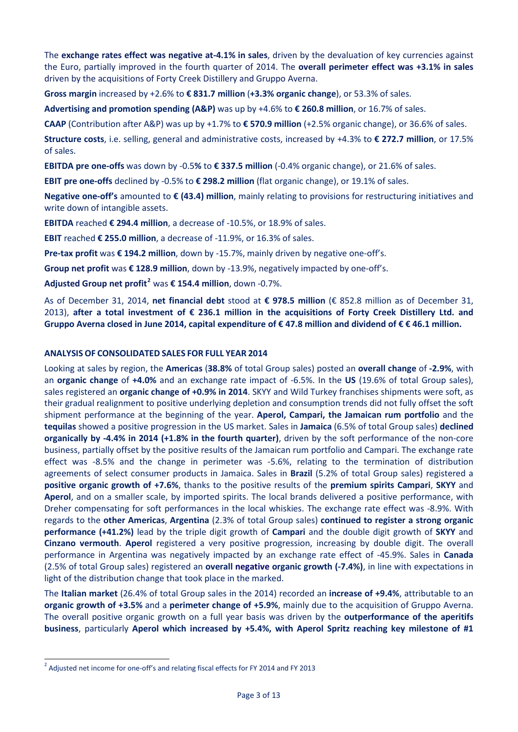The **exchange rates effect was negative at-4.1% in sales**, driven by the devaluation of key currencies against the Euro, partially improved in the fourth quarter of 2014. The **overall perimeter effect was +3.1% in sales** driven by the acquisitions of Forty Creek Distillery and Gruppo Averna.

**Gross margin** increased by +2.6% to **€ 831.7 million** (**+3.3% organic change**), or 53.3% of sales.

**Advertising and promotion spending (A&P)** was up by +4.6% to **€ 260.8 million**, or 16.7% of sales.

**CAAP** (Contribution after A&P) was up by +1.7% to **€ 570.9 million** (+2.5% organic change), or 36.6% of sales.

**Structure costs**, i.e. selling, general and administrative costs, increased by +4.3% to **€ 272.7 million**, or 17.5% of sales.

**EBITDA pre one-offs** was down by -0.5**%** to **€ 337.5 million** (-0.4% organic change), or 21.6% of sales.

**EBIT pre one-offs** declined by -0.5% to **€ 298.2 million** (flat organic change), or 19.1% of sales.

**Negative one-off's** amounted to **€ (43.4) million**, mainly relating to provisions for restructuring initiatives and write down of intangible assets.

**EBITDA** reached **€ 294.4 million**, a decrease of -10.5%, or 18.9% of sales.

**EBIT** reached **€ 255.0 million**, a decrease of -11.9%, or 16.3% of sales.

**Pre-tax profit** was **€ 194.2 million**, down by -15.7%, mainly driven by negative one-off's.

**Group net profit** was **€ 128.9 million**, down by -13.9%, negatively impacted by one-off's.

**Adjusted Group net profit**[2] was **€ 154.4 million**, down -0.7%.

As of December 31, 2014, **net financial debt** stood at **€ 978.5 million** (€ 852.8 million as of December 31, 2013), **after a total investment of € 236.1 million in the acquisitions of Forty Creek Distillery Ltd. and Gruppo Averna closed in June 2014, capital expenditure of € 47.8 million and dividend of € € 46.1 million.**

## ANALYSIS OF CONSOLIDATED SALES FOR FULL YEAR 2014

Looking at sales by region, the **Americas** (**38.8%** of total Group sales) posted an **overall change** of **-2.9%**, with an **organic change** of **+4.0%** and an exchange rate impact of -6.5%. In the **US** (19.6% of total Group sales), sales registered an **organic change of +0.9% in 2014**. SKYY and Wild Turkey franchises shipments were soft, as their gradual realignment to positive underlying depletion and consumption trends did not fully offset the soft shipment performance at the beginning of the year. **Aperol, Campari, the Jamaican rum portfolio** and the **tequilas** showed a positive progression in the US market. Sales in **Jamaica** (6.5% of total Group sales) **declined organically by -4.4% in 2014 (+1.8% in the fourth quarter)**, driven by the soft performance of the non-core business, partially offset by the positive results of the Jamaican rum portfolio and Campari. The exchange rate effect was -8.5% and the change in perimeter was -5.6%, relating to the termination of distribution agreements of select consumer products in Jamaica. Sales in **Brazil** (5.2% of total Group sales) registered a **positive organic growth of +7.6%**, thanks to the positive results of the **premium spirits Campari**, **SKYY** and **Aperol**, and on a smaller scale, by imported spirits. The local brands delivered a positive performance, with Dreher compensating for soft performances in the local whiskies. The exchange rate effect was -8.9%. With regards to the **other Americas**, **Argentina** (2.3% of total Group sales) **continued to register a strong organic performance (+41.2%)** lead by the triple digit growth of **Campari** and the double digit growth of **SKYY** and **Cinzano vermouth**. **Aperol** registered a very positive progression, increasing by double digit. The overall performance in Argentina was negatively impacted by an exchange rate effect of -45.9%. Sales in **Canada** (2.5% of total Group sales) registered an **overall negative organic growth (-7.4%)**, in line with expectations in light of the distribution change that took place in the marked.

The **Italian market** (26.4% of total Group sales in the 2014) recorded an **increase of +9.4%**, attributable to an **organic growth of +3.5%** and a **perimeter change of +5.9%**, mainly due to the acquisition of Gruppo Averna. The overall positive organic growth on a full year basis was driven by the **outperformance of the aperitifs business**, particularly **Aperol which increased by +5.4%, with Aperol Spritz reaching key milestone of #1**

[2] Adjusted net income for one-off's and relating fiscal effects for FY 2014 and FY 2013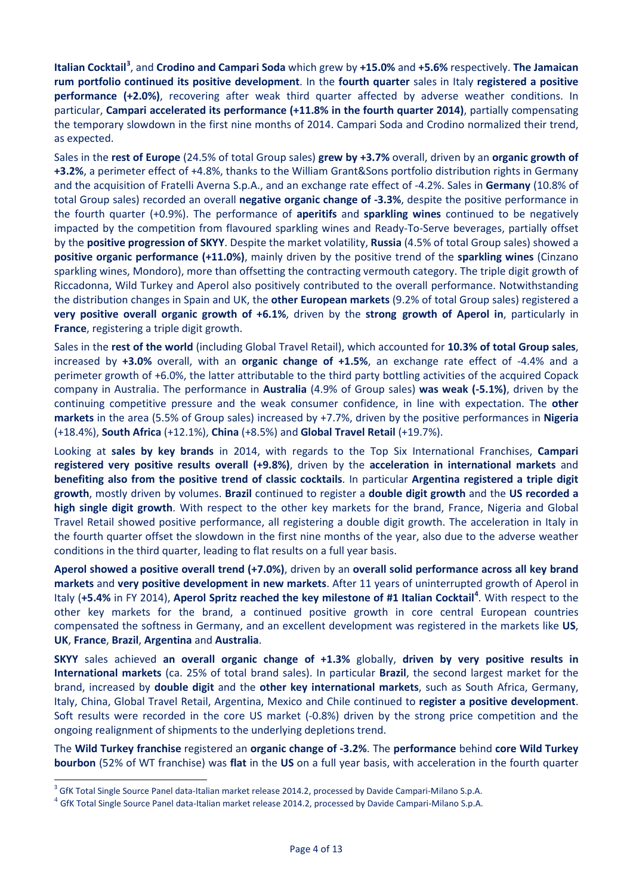**Italian Cocktail**[3], and **Crodino and Campari Soda** which grew by **+15.0%** and **+5.6%** respectively. **The Jamaican rum portfolio continued its positive development**. In the **fourth quarter** sales in Italy **registered a positive performance (+2.0%)**, recovering after weak third quarter affected by adverse weather conditions. In particular, **Campari accelerated its performance (+11.8% in the fourth quarter 2014)**, partially compensating the temporary slowdown in the first nine months of 2014. Campari Soda and Crodino normalized their trend, as expected.

Sales in the **rest of Europe** (24.5% of total Group sales) **grew by +3.7%** overall, driven by an **organic growth of +3.2%**, a perimeter effect of +4.8%, thanks to the William Grant&Sons portfolio distribution rights in Germany and the acquisition of Fratelli Averna S.p.A., and an exchange rate effect of -4.2%. Sales in **Germany** (10.8% of total Group sales) recorded an overall **negative organic change of -3.3%**, despite the positive performance in the fourth quarter (+0.9%). The performance of **aperitifs** and **sparkling wines** continued to be negatively impacted by the competition from flavoured sparkling wines and Ready-To-Serve beverages, partially offset by the **positive progression of SKYY**. Despite the market volatility, **Russia** (4.5% of total Group sales) showed a **positive organic performance (+11.0%)**, mainly driven by the positive trend of the **sparkling wines** (Cinzano sparkling wines, Mondoro), more than offsetting the contracting vermouth category. The triple digit growth of Riccadonna, Wild Turkey and Aperol also positively contributed to the overall performance. Notwithstanding the distribution changes in Spain and UK, the **other European markets** (9.2% of total Group sales) registered a **very positive overall organic growth of +6.1%**, driven by the **strong growth of Aperol in**, particularly in **France**, registering a triple digit growth.

Sales in the **rest of the world** (including Global Travel Retail), which accounted for **10.3% of total Group sales**, increased by **+3.0%** overall, with an **organic change of +1.5%**, an exchange rate effect of -4.4% and a perimeter growth of +6.0%, the latter attributable to the third party bottling activities of the acquired Copack company in Australia. The performance in **Australia** (4.9% of Group sales) **was weak (-5.1%)**, driven by the continuing competitive pressure and the weak consumer confidence, in line with expectation. The **other markets** in the area (5.5% of Group sales) increased by +7.7%, driven by the positive performances in **Nigeria** (+18.4%), **South Africa** (+12.1%), **China** (+8.5%) and **Global Travel Retail** (+19.7%).

Looking at **sales by key brands** in 2014, with regards to the Top Six International Franchises, **Campari registered very positive results overall (+9.8%)**, driven by the **acceleration in international markets** and **benefiting also from the positive trend of classic cocktails**. In particular **Argentina registered a triple digit growth**, mostly driven by volumes. **Brazil** continued to register a **double digit growth** and the **US recorded a high single digit growth**. With respect to the other key markets for the brand, France, Nigeria and Global Travel Retail showed positive performance, all registering a double digit growth. The acceleration in Italy in the fourth quarter offset the slowdown in the first nine months of the year, also due to the adverse weather conditions in the third quarter, leading to flat results on a full year basis.

**Aperol showed a positive overall trend (+7.0%)**, driven by an **overall solid performance across all key brand markets** and **very positive development in new markets**. After 11 years of uninterrupted growth of Aperol in Italy (**+5.4%** in FY 2014), **Aperol Spritz reached the key milestone of #1 Italian Cocktail**[4]. With respect to the other key markets for the brand, a continued positive growth in core central European countries compensated the softness in Germany, and an excellent development was registered in the markets like **US**, **UK**, **France**, **Brazil**, **Argentina** and **Australia**.

**SKYY** sales achieved **an overall organic change of +1.3%** globally, **driven by very positive results in International markets** (ca. 25% of total brand sales). In particular **Brazil**, the second largest market for the brand, increased by **double digit** and the **other key international markets**, such as South Africa, Germany, Italy, China, Global Travel Retail, Argentina, Mexico and Chile continued to **register a positive development**. Soft results were recorded in the core US market (-0.8%) driven by the strong price competition and the ongoing realignment of shipments to the underlying depletions trend.

The **Wild Turkey franchise** registered an **organic change of -3.2%**. The **performance** behind **core Wild Turkey bourbon** (52% of WT franchise) was **flat** in the **US** on a full year basis, with acceleration in the fourth quarter

[3] GfK Total Single Source Panel data-Italian market release 2014.2, processed by Davide Campari-Milano S.p.A.

[4] GfK Total Single Source Panel data-Italian market release 2014.2, processed by Davide Campari-Milano S.p.A.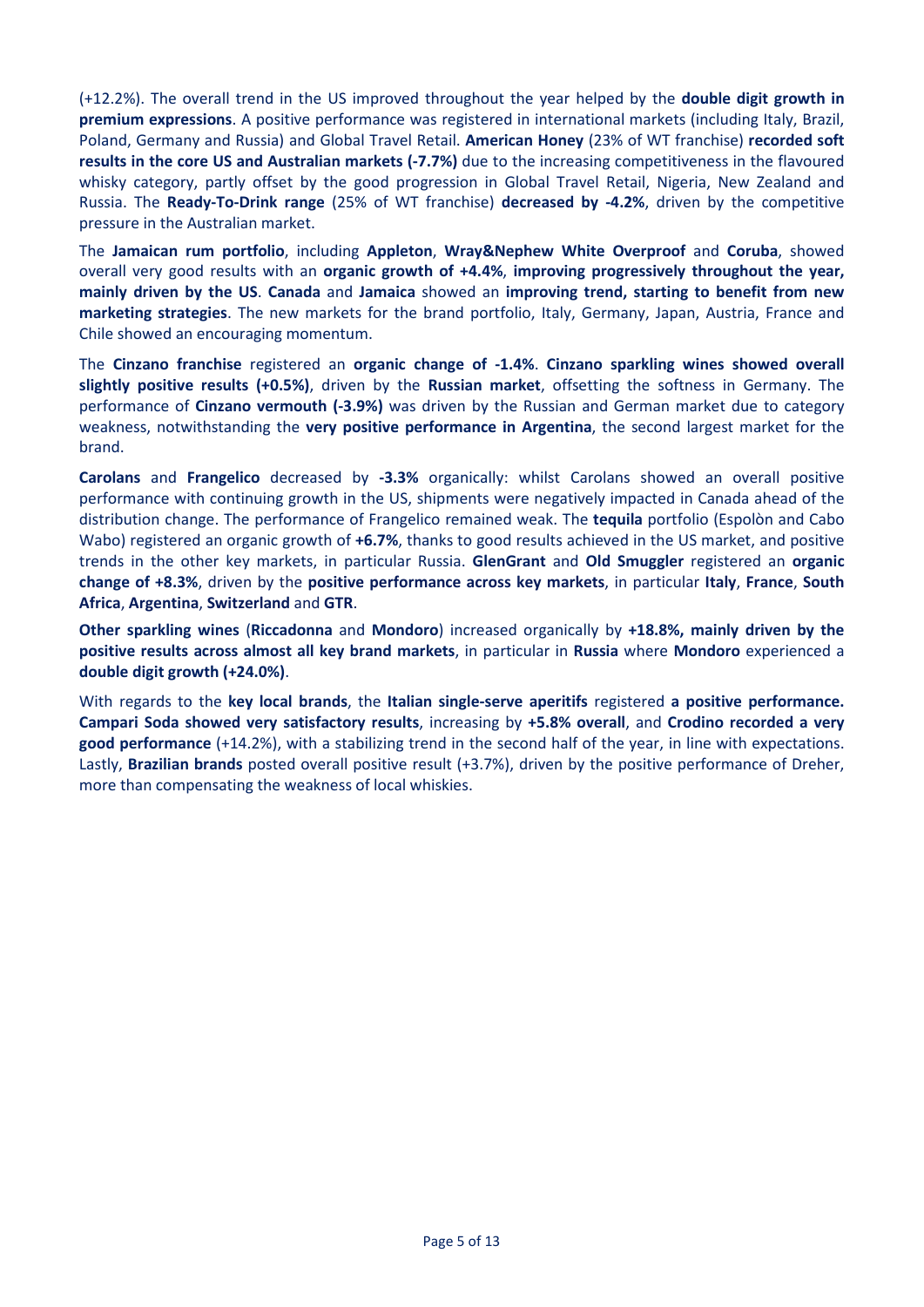(+12.2%). The overall trend in the US improved throughout the year helped by the **double digit growth in premium expressions**. A positive performance was registered in international markets (including Italy, Brazil, Poland, Germany and Russia) and Global Travel Retail. **American Honey** (23% of WT franchise) **recorded soft results in the core US and Australian markets (-7.7%)** due to the increasing competitiveness in the flavoured whisky category, partly offset by the good progression in Global Travel Retail, Nigeria, New Zealand and Russia. The **Ready-To-Drink range** (25% of WT franchise) **decreased by -4.2%**, driven by the competitive pressure in the Australian market.

The **Jamaican rum portfolio**, including **Appleton**, **Wray&Nephew White Overproof** and **Coruba**, showed overall very good results with an **organic growth of +4.4%**, **improving progressively throughout the year, mainly driven by the US**. **Canada** and **Jamaica** showed an **improving trend, starting to benefit from new marketing strategies**. The new markets for the brand portfolio, Italy, Germany, Japan, Austria, France and Chile showed an encouraging momentum.

The **Cinzano franchise** registered an **organic change of -1.4%**. **Cinzano sparkling wines showed overall slightly positive results (+0.5%)**, driven by the **Russian market**, offsetting the softness in Germany. The performance of **Cinzano vermouth (-3.9%)** was driven by the Russian and German market due to category weakness, notwithstanding the **very positive performance in Argentina**, the second largest market for the brand.

**Carolans** and **Frangelico** decreased by **-3.3%** organically: whilst Carolans showed an overall positive performance with continuing growth in the US, shipments were negatively impacted in Canada ahead of the distribution change. The performance of Frangelico remained weak. The **tequila** portfolio (Espolòn and Cabo Wabo) registered an organic growth of **+6.7%**, thanks to good results achieved in the US market, and positive trends in the other key markets, in particular Russia. **GlenGrant** and **Old Smuggler** registered an **organic change of +8.3%**, driven by the **positive performance across key markets**, in particular **Italy**, **France**, **South Africa**, **Argentina**, **Switzerland** and **GTR**.

**Other sparkling wines** (**Riccadonna** and **Mondoro**) increased organically by **+18.8%, mainly driven by the positive results across almost all key brand markets**, in particular in **Russia** where **Mondoro** experienced a **double digit growth (+24.0%)**.

With regards to the **key local brands**, the **Italian single-serve aperitifs** registered **a positive performance. Campari Soda showed very satisfactory results**, increasing by **+5.8% overall**, and **Crodino recorded a very good performance** (+14.2%), with a stabilizing trend in the second half of the year, in line with expectations. Lastly, **Brazilian brands** posted overall positive result (+3.7%), driven by the positive performance of Dreher, more than compensating the weakness of local whiskies.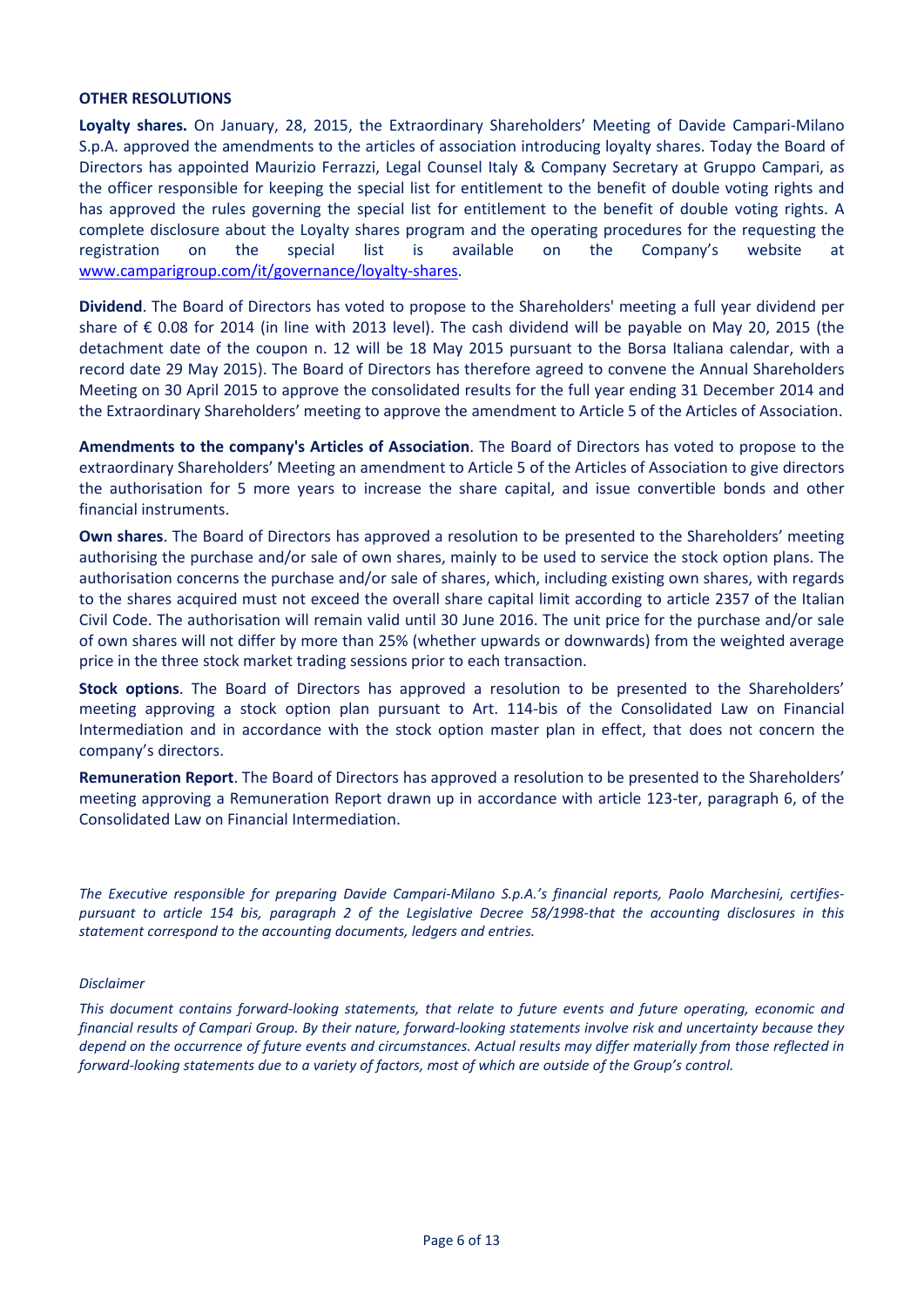**OTHER RESOLUTIONS**

**Loyalty shares.** On January, 28, 2015, the Extraordinary Shareholders' Meeting of Davide Campari-Milano S.p.A. approved the amendments to the articles of association introducing loyalty shares. Today the Board of Directors has appointed Maurizio Ferrazzi, Legal Counsel Italy & Company Secretary at Gruppo Campari, as the officer responsible for keeping the special list for entitlement to the benefit of double voting rights and has approved the rules governing the special list for entitlement to the benefit of double voting rights. A complete disclosure about the Loyalty shares program and the operating procedures for the requesting the registration on the special list is available on the Company's website at www.camparigroup.com/it/governance/loyalty-shares.

**Dividend**. The Board of Directors has voted to propose to the Shareholders' meeting a full year dividend per share of € 0.08 for 2014 (in line with 2013 level). The cash dividend will be payable on May 20, 2015 (the detachment date of the coupon n. 12 will be 18 May 2015 pursuant to the Borsa Italiana calendar, with a record date 29 May 2015). The Board of Directors has therefore agreed to convene the Annual Shareholders Meeting on 30 April 2015 to approve the consolidated results for the full year ending 31 December 2014 and the Extraordinary Shareholders' meeting to approve the amendment to Article 5 of the Articles of Association.

**Amendments to the company's Articles of Association**. The Board of Directors has voted to propose to the extraordinary Shareholders' Meeting an amendment to Article 5 of the Articles of Association to give directors the authorisation for 5 more years to increase the share capital, and issue convertible bonds and other financial instruments.

**Own shares**. The Board of Directors has approved a resolution to be presented to the Shareholders' meeting authorising the purchase and/or sale of own shares, mainly to be used to service the stock option plans. The authorisation concerns the purchase and/or sale of shares, which, including existing own shares, with regards to the shares acquired must not exceed the overall share capital limit according to article 2357 of the Italian Civil Code. The authorisation will remain valid until 30 June 2016. The unit price for the purchase and/or sale of own shares will not differ by more than 25% (whether upwards or downwards) from the weighted average price in the three stock market trading sessions prior to each transaction.

**Stock options**. The Board of Directors has approved a resolution to be presented to the Shareholders' meeting approving a stock option plan pursuant to Art. 114-bis of the Consolidated Law on Financial Intermediation and in accordance with the stock option master plan in effect, that does not concern the company's directors.

**Remuneration Report**. The Board of Directors has approved a resolution to be presented to the Shareholders' meeting approving a Remuneration Report drawn up in accordance with article 123-ter, paragraph 6, of the Consolidated Law on Financial Intermediation.

*The Executive responsible for preparing Davide Campari-Milano S.p.A.'s financial reports, Paolo Marchesini, certifies-pursuant to article 154 bis, paragraph 2 of the Legislative Decree 58/1998-that the accounting disclosures in this statement correspond to the accounting documents, ledgers and entries.*

*Disclaimer*

*This document contains forward-looking statements, that relate to future events and future operating, economic and financial results of Campari Group. By their nature, forward-looking statements involve risk and uncertainty because they depend on the occurrence of future events and circumstances. Actual results may differ materially from those reflected in forward-looking statements due to a variety of factors, most of which are outside of the Group's control.*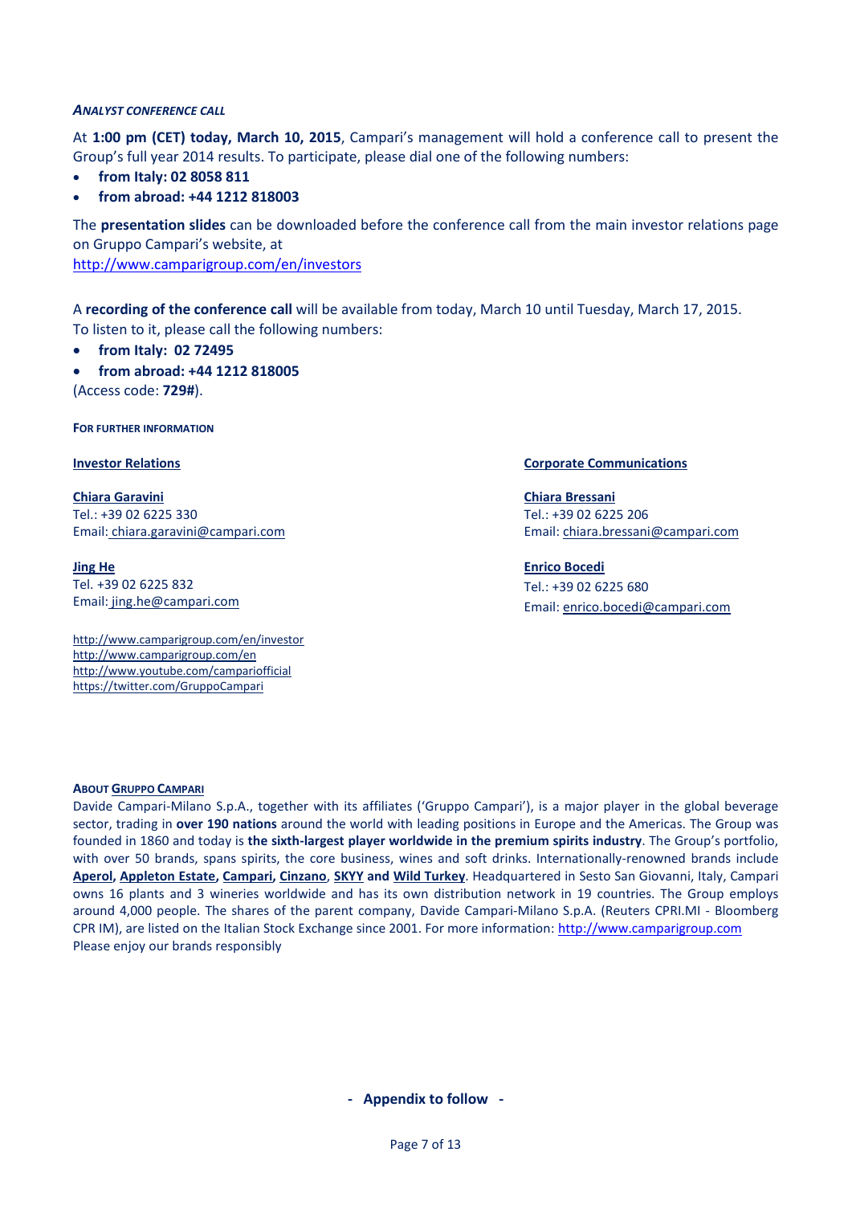### *ANALYST CONFERENCE CALL*

At **1:00 pm (CET) today, March 10, 2015**, Campari's management will hold a conference call to present the Group's full year 2014 results. To participate, please dial one of the following numbers:

- **from Italy: 02 8058 811**
- **from abroad: +44 1212 818003**

The **presentation slides** can be downloaded before the conference call from the main investor relations page on Gruppo Campari's website, at
http://www.camparigroup.com/en/investors

A **recording of the conference call** will be available from today, March 10 until Tuesday, March 17, 2015. To listen to it, please call the following numbers:

- **from Italy: 02 72495**
- **from abroad: +44 1212 818005**

(Access code: **729#**).

**FOR FURTHER INFORMATION**

**Investor Relations**

**Chiara Garavini**
Tel.: +39 02 6225 330
Email: chiara.garavini@campari.com

**Jing He**
Tel. +39 02 6225 832
Email: jing.he@campari.com

http://www.camparigroup.com/en/investor
http://www.camparigroup.com/en
http://www.youtube.com/campariofficial
https://twitter.com/GruppoCampari

**Corporate Communications**

**Chiara Bressani**
Tel.: +39 02 6225 206
Email: chiara.bressani@campari.com

**Enrico Bocedi**
Tel.: +39 02 6225 680
Email: enrico.bocedi@campari.com

**ABOUT GRUPPO CAMPARI**

Davide Campari-Milano S.p.A., together with its affiliates ('Gruppo Campari'), is a major player in the global beverage sector, trading in **over 190 nations** around the world with leading positions in Europe and the Americas. The Group was founded in 1860 and today is **the sixth-largest player worldwide in the premium spirits industry**. The Group's portfolio, with over 50 brands, spans spirits, the core business, wines and soft drinks. Internationally-renowned brands include **Aperol, Appleton Estate, Campari, Cinzano, SKYY and Wild Turkey**. Headquartered in Sesto San Giovanni, Italy, Campari owns 16 plants and 3 wineries worldwide and has its own distribution network in 19 countries. The Group employs around 4,000 people. The shares of the parent company, Davide Campari-Milano S.p.A. (Reuters CPRI.MI - Bloomberg CPR IM), are listed on the Italian Stock Exchange since 2001. For more information: http://www.camparigroup.com
Please enjoy our brands responsibly

**- Appendix to follow -**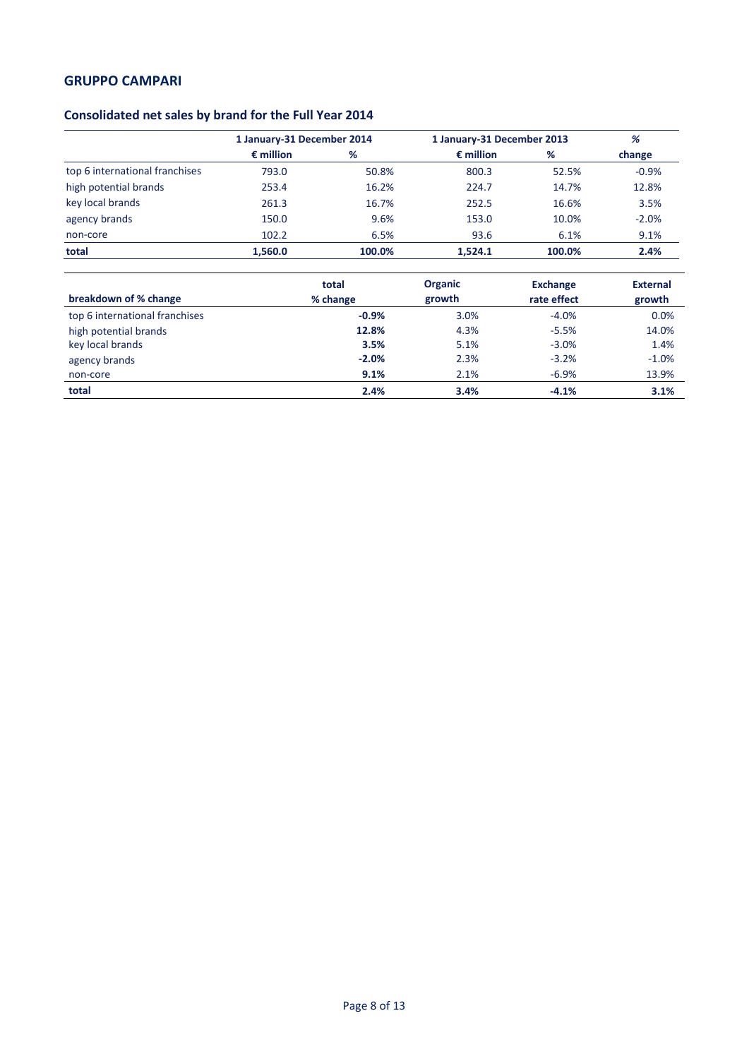## GRUPPO CAMPARI

### Consolidated net sales by brand for the Full Year 2014

| | 1 January-31 December 2014 | | 1 January-31 December 2013 | | % |
|---|---|---|---|---|---|
| | € million | % | € million | % | change |
| top 6 international franchises | 793.0 | 50.8% | 800.3 | 52.5% | -0.9% |
| high potential brands | 253.4 | 16.2% | 224.7 | 14.7% | 12.8% |
| key local brands | 261.3 | 16.7% | 252.5 | 16.6% | 3.5% |
| agency brands | 150.0 | 9.6% | 153.0 | 10.0% | -2.0% |
| non-core | 102.2 | 6.5% | 93.6 | 6.1% | 9.1% |
| **total** | **1,560.0** | **100.0%** | **1,524.1** | **100.0%** | **2.4%** |

| breakdown of % change | total % change | Organic growth | Exchange rate effect | External growth |
|---|---|---|---|---|
| top 6 international franchises | **-0.9%** | 3.0% | -4.0% | 0.0% |
| high potential brands | **12.8%** | 4.3% | -5.5% | 14.0% |
| key local brands | **3.5%** | 5.1% | -3.0% | 1.4% |
| agency brands | **-2.0%** | 2.3% | -3.2% | -1.0% |
| non-core | **9.1%** | 2.1% | -6.9% | 13.9% |
| **total** | **2.4%** | **3.4%** | **-4.1%** | **3.1%** |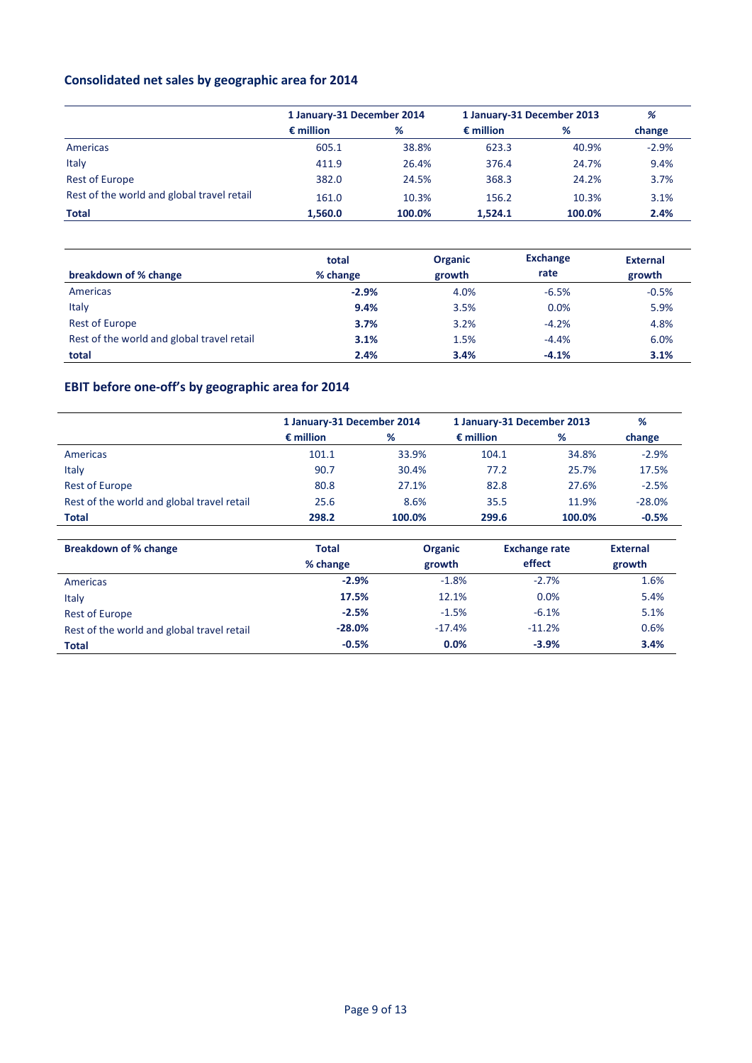## Consolidated net sales by geographic area for 2014

| | 1 January-31 December 2014 | | 1 January-31 December 2013 | | % |
|---|---|---|---|---|---|
| | € million | % | € million | % | change |
| Americas | 605.1 | 38.8% | 623.3 | 40.9% | -2.9% |
| Italy | 411.9 | 26.4% | 376.4 | 24.7% | 9.4% |
| Rest of Europe | 382.0 | 24.5% | 368.3 | 24.2% | 3.7% |
| Rest of the world and global travel retail | 161.0 | 10.3% | 156.2 | 10.3% | 3.1% |
| **Total** | **1,560.0** | **100.0%** | **1,524.1** | **100.0%** | **2.4%** |

| breakdown of % change | total % change | Organic growth | Exchange rate | External growth |
|---|---|---|---|---|
| Americas | **-2.9%** | 4.0% | -6.5% | -0.5% |
| Italy | **9.4%** | 3.5% | 0.0% | 5.9% |
| Rest of Europe | **3.7%** | 3.2% | -4.2% | 4.8% |
| Rest of the world and global travel retail | **3.1%** | 1.5% | -4.4% | 6.0% |
| **total** | **2.4%** | **3.4%** | **-4.1%** | **3.1%** |

## EBIT before one-off's by geographic area for 2014

| | 1 January-31 December 2014 | | 1 January-31 December 2013 | | % |
|---|---|---|---|---|---|
| | € million | % | € million | % | change |
| Americas | 101.1 | 33.9% | 104.1 | 34.8% | -2.9% |
| Italy | 90.7 | 30.4% | 77.2 | 25.7% | 17.5% |
| Rest of Europe | 80.8 | 27.1% | 82.8 | 27.6% | -2.5% |
| Rest of the world and global travel retail | 25.6 | 8.6% | 35.5 | 11.9% | -28.0% |
| **Total** | **298.2** | **100.0%** | **299.6** | **100.0%** | **-0.5%** |

| Breakdown of % change | Total % change | Organic growth | Exchange rate effect | External growth |
|---|---|---|---|---|
| Americas | **-2.9%** | -1.8% | -2.7% | 1.6% |
| Italy | **17.5%** | 12.1% | 0.0% | 5.4% |
| Rest of Europe | **-2.5%** | -1.5% | -6.1% | 5.1% |
| Rest of the world and global travel retail | **-28.0%** | -17.4% | -11.2% | 0.6% |
| **Total** | **-0.5%** | **0.0%** | **-3.9%** | **3.4%** |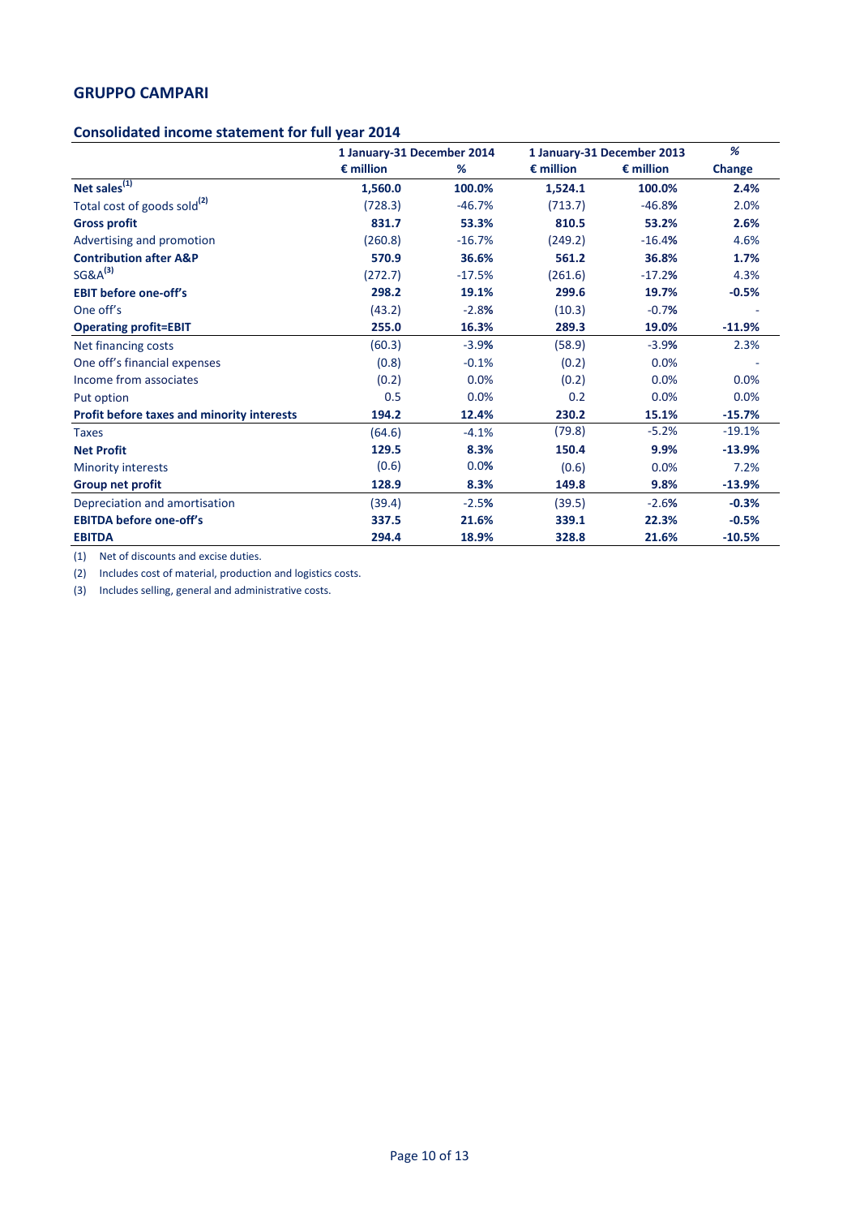## GRUPPO CAMPARI

### Consolidated income statement for full year 2014

| | 1 January-31 December 2014 | | 1 January-31 December 2013 | | % |
|---|---|---|---|---|---|
| | € million | % | € million | € million | Change |
| **Net sales**[(1)] | **1,560.0** | **100.0%** | **1,524.1** | **100.0%** | **2.4%** |
| Total cost of goods sold[(2)] | (728.3) | -46.7% | (713.7) | -46.8% | 2.0% |
| **Gross profit** | **831.7** | **53.3%** | **810.5** | **53.2%** | **2.6%** |
| Advertising and promotion | (260.8) | -16.7% | (249.2) | -16.4% | 4.6% |
| **Contribution after A&P** | **570.9** | **36.6%** | **561.2** | **36.8%** | **1.7%** |
| SG&A[(3)] | (272.7) | -17.5% | (261.6) | -17.2% | 4.3% |
| **EBIT before one-off's** | **298.2** | **19.1%** | **299.6** | **19.7%** | **-0.5%** |
| One off's | (43.2) | -2.8% | (10.3) | -0.7% | - |
| **Operating profit=EBIT** | **255.0** | **16.3%** | **289.3** | **19.0%** | **-11.9%** |
| Net financing costs | (60.3) | -3.9% | (58.9) | -3.9% | 2.3% |
| One off's financial expenses | (0.8) | -0.1% | (0.2) | 0.0% | - |
| Income from associates | (0.2) | 0.0% | (0.2) | 0.0% | 0.0% |
| Put option | 0.5 | 0.0% | 0.2 | 0.0% | 0.0% |
| **Profit before taxes and minority interests** | **194.2** | **12.4%** | **230.2** | **15.1%** | **-15.7%** |
| Taxes | (64.6) | -4.1% | (79.8) | -5.2% | -19.1% |
| **Net Profit** | **129.5** | **8.3%** | **150.4** | **9.9%** | **-13.9%** |
| Minority interests | (0.6) | 0.0% | (0.6) | 0.0% | 7.2% |
| **Group net profit** | **128.9** | **8.3%** | **149.8** | **9.8%** | **-13.9%** |
| Depreciation and amortisation | (39.4) | -2.5% | (39.5) | -2.6% | -0.3% |
| **EBITDA before one-off's** | **337.5** | **21.6%** | **339.1** | **22.3%** | **-0.5%** |
| **EBITDA** | **294.4** | **18.9%** | **328.8** | **21.6%** | **-10.5%** |

(1) Net of discounts and excise duties.

(2) Includes cost of material, production and logistics costs.

(3) Includes selling, general and administrative costs.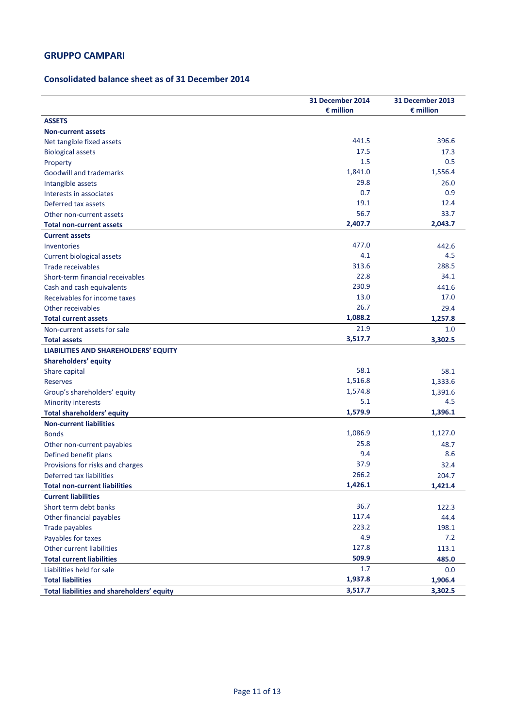## GRUPPO CAMPARI

### Consolidated balance sheet as of 31 December 2014

| | 31 December 2014 € million | 31 December 2013 € million |
|---|---|---|
| **ASSETS** | | |
| **Non-current assets** | | |
| Net tangible fixed assets | 441.5 | 396.6 |
| Biological assets | 17.5 | 17.3 |
| Property | 1.5 | 0.5 |
| Goodwill and trademarks | 1,841.0 | 1,556.4 |
| Intangible assets | 29.8 | 26.0 |
| Interests in associates | 0.7 | 0.9 |
| Deferred tax assets | 19.1 | 12.4 |
| Other non-current assets | 56.7 | 33.7 |
| **Total non-current assets** | **2,407.7** | **2,043.7** |
| **Current assets** | | |
| Inventories | 477.0 | 442.6 |
| Current biological assets | 4.1 | 4.5 |
| Trade receivables | 313.6 | 288.5 |
| Short-term financial receivables | 22.8 | 34.1 |
| Cash and cash equivalents | 230.9 | 441.6 |
| Receivables for income taxes | 13.0 | 17.0 |
| Other receivables | 26.7 | 29.4 |
| **Total current assets** | **1,088.2** | **1,257.8** |
| Non-current assets for sale | 21.9 | 1.0 |
| **Total assets** | **3,517.7** | **3,302.5** |
| **LIABILITIES AND SHAREHOLDERS' EQUITY** | | |
| **Shareholders' equity** | | |
| Share capital | 58.1 | 58.1 |
| Reserves | 1,516.8 | 1,333.6 |
| Group's shareholders' equity | 1,574.8 | 1,391.6 |
| Minority interests | 5.1 | 4.5 |
| **Total shareholders' equity** | **1,579.9** | **1,396.1** |
| **Non-current liabilities** | | |
| Bonds | 1,086.9 | 1,127.0 |
| Other non-current payables | 25.8 | 48.7 |
| Defined benefit plans | 9.4 | 8.6 |
| Provisions for risks and charges | 37.9 | 32.4 |
| Deferred tax liabilities | 266.2 | 204.7 |
| **Total non-current liabilities** | **1,426.1** | **1,421.4** |
| **Current liabilities** | | |
| Short term debt banks | 36.7 | 122.3 |
| Other financial payables | 117.4 | 44.4 |
| Trade payables | 223.2 | 198.1 |
| Payables for taxes | 4.9 | 7.2 |
| Other current liabilities | 127.8 | 113.1 |
| **Total current liabilities** | **509.9** | **485.0** |
| Liabilities held for sale | 1.7 | 0.0 |
| **Total liabilities** | **1,937.8** | **1,906.4** |
| **Total liabilities and shareholders' equity** | **3,517.7** | **3,302.5** |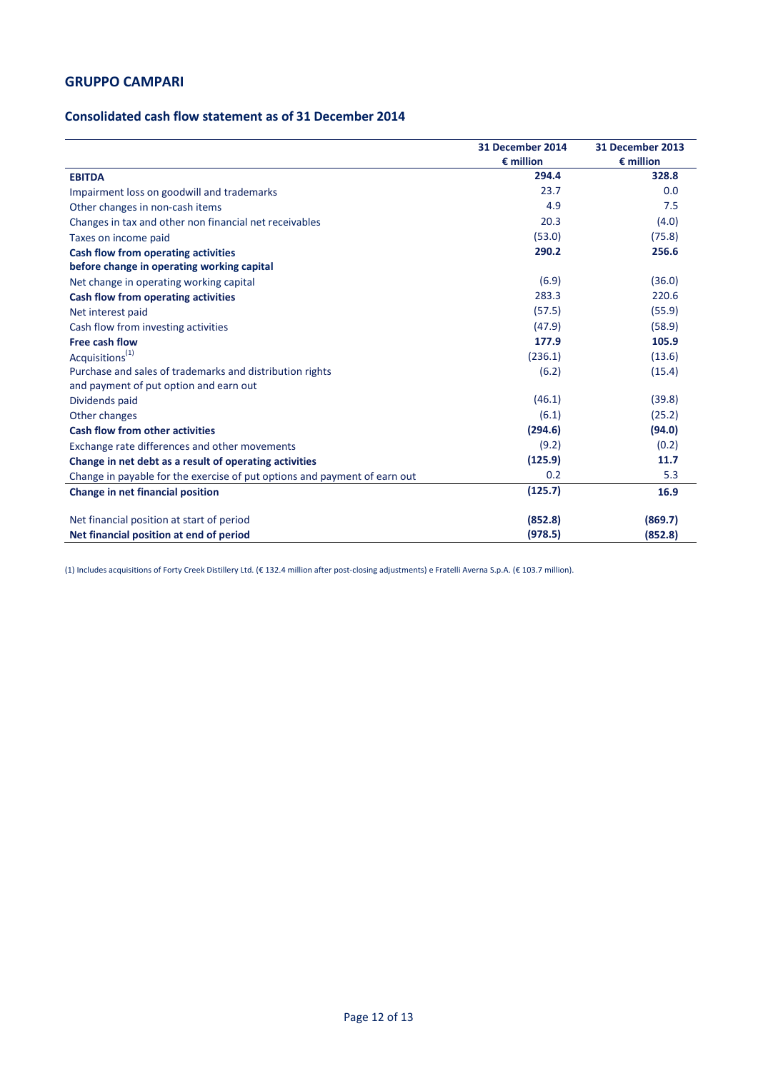## GRUPPO CAMPARI

### Consolidated cash flow statement as of 31 December 2014

| | 31 December 2014<br>€ million | 31 December 2013<br>€ million |
|---|---|---|
| **EBITDA** | **294.4** | **328.8** |
| Impairment loss on goodwill and trademarks | 23.7 | 0.0 |
| Other changes in non-cash items | 4.9 | 7.5 |
| Changes in tax and other non financial net receivables | 20.3 | (4.0) |
| Taxes on income paid | (53.0) | (75.8) |
| **Cash flow from operating activities before change in operating working capital** | **290.2** | **256.6** |
| Net change in operating working capital | (6.9) | (36.0) |
| **Cash flow from operating activities** | 283.3 | 220.6 |
| Net interest paid | (57.5) | (55.9) |
| Cash flow from investing activities | (47.9) | (58.9) |
| **Free cash flow** | **177.9** | **105.9** |
| Acquisitions[1] | (236.1) | (13.6) |
| Purchase and sales of trademarks and distribution rights and payment of put option and earn out | (6.2) | (15.4) |
| Dividends paid | (46.1) | (39.8) |
| Other changes | (6.1) | (25.2) |
| **Cash flow from other activities** | **(294.6)** | **(94.0)** |
| Exchange rate differences and other movements | (9.2) | (0.2) |
| **Change in net debt as a result of operating activities** | **(125.9)** | **11.7** |
| Change in payable for the exercise of put options and payment of earn out | 0.2 | 5.3 |
| **Change in net financial position** | **(125.7)** | **16.9** |
| | | |
| Net financial position at start of period | **(852.8)** | **(869.7)** |
| **Net financial position at end of period** | **(978.5)** | **(852.8)** |

(1) Includes acquisitions of Forty Creek Distillery Ltd. (€ 132.4 million after post-closing adjustments) e Fratelli Averna S.p.A. (€ 103.7 million).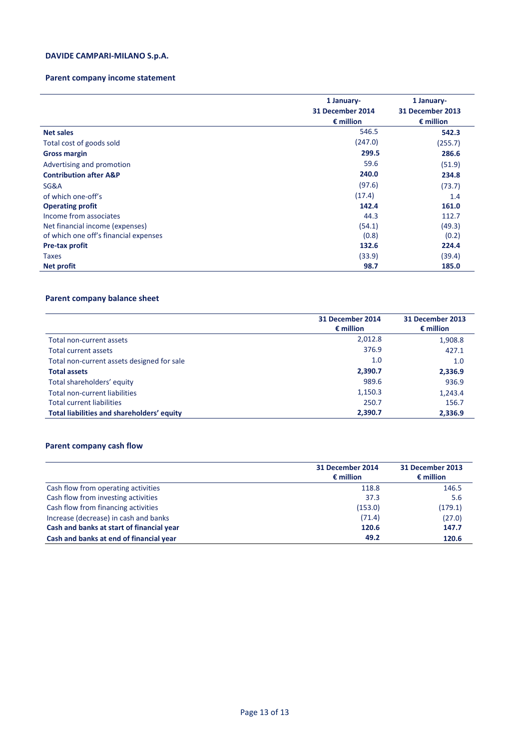**DAVIDE CAMPARI-MILANO S.p.A.**

**Parent company income statement**

| | 1 January-31 December 2014 € million | 1 January-31 December 2013 € million |
|---|---|---|
| **Net sales** | 546.5 | **542.3** |
| Total cost of goods sold | (247.0) | (255.7) |
| **Gross margin** | **299.5** | **286.6** |
| Advertising and promotion | 59.6 | (51.9) |
| **Contribution after A&P** | **240.0** | **234.8** |
| SG&A | (97.6) | (73.7) |
| of which one-off's | (17.4) | 1.4 |
| **Operating profit** | **142.4** | **161.0** |
| Income from associates | 44.3 | 112.7 |
| Net financial income (expenses) | (54.1) | (49.3) |
| of which one off's financial expenses | (0.8) | (0.2) |
| **Pre-tax profit** | **132.6** | **224.4** |
| Taxes | (33.9) | (39.4) |
| **Net profit** | **98.7** | **185.0** |

**Parent company balance sheet**

| | 31 December 2014 € million | 31 December 2013 € million |
|---|---|---|
| Total non-current assets | 2,012.8 | 1,908.8 |
| Total current assets | 376.9 | 427.1 |
| Total non-current assets designed for sale | 1.0 | 1.0 |
| **Total assets** | **2,390.7** | **2,336.9** |
| Total shareholders' equity | 989.6 | 936.9 |
| Total non-current liabilities | 1,150.3 | 1,243.4 |
| Total current liabilities | 250.7 | 156.7 |
| **Total liabilities and shareholders' equity** | **2,390.7** | **2,336.9** |

**Parent company cash flow**

| | 31 December 2014 € million | 31 December 2013 € million |
|---|---|---|
| Cash flow from operating activities | 118.8 | 146.5 |
| Cash flow from investing activities | 37.3 | 5.6 |
| Cash flow from financing activities | (153.0) | (179.1) |
| Increase (decrease) in cash and banks | (71.4) | (27.0) |
| **Cash and banks at start of financial year** | **120.6** | **147.7** |
| **Cash and banks at end of financial year** | **49.2** | **120.6** |